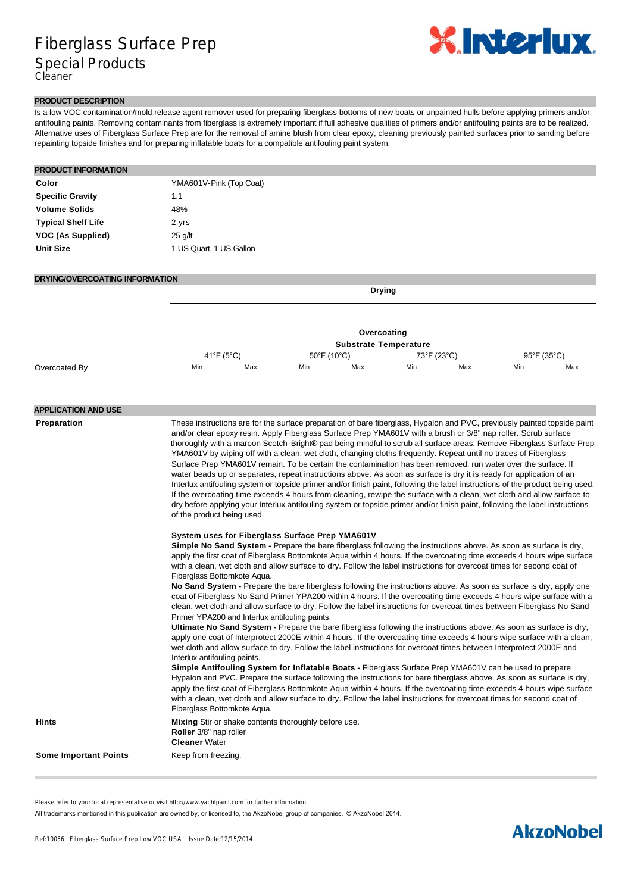# Fiberglass Surface Prep

## Special Products

Cleaner

### PRODUCT DESCRIPTION

Is a low VOC contamination/mold release agent remover used for preparing fiberglass bottoms of new boats or unpainted hulls before applying primers and/or antifouling paints. Removing contaminants from fiberglass is extremely important if full adhesive qualities of primers and/or antifouling paints are to be realized. Alternative uses of Fiberglass Surface Prep are for the removal of amine blush from clear epoxy, cleaning previously painted surfaces prior to sanding before repainting topside finishes and for preparing inflatable boats for a compatible antifouling paint system.

### PRODUCT INFORMATION

| | |
|---|---|
| **Color** | YMA601V-Pink (Top Coat) |
| **Specific Gravity** | 1.1 |
| **Volume Solids** | 48% |
| **Typical Shelf Life** | 2 yrs |
| **VOC (As Supplied)** | 25 g/lt |
| **Unit Size** | 1 US Quart, 1 US Gallon |

### DRYING/OVERCOATING INFORMATION

**Drying**

| | Overcoating | | | | | | | |
|---|---|---|---|---|---|---|---|---|
| | Substrate Temperature | | | | | | | |
| | 41°F (5°C) | | 50°F (10°C) | | 73°F (23°C) | | 95°F (35°C) | |
| Overcoated By | Min | Max | Min | Max | Min | Max | Min | Max |

### APPLICATION AND USE

**Preparation**

These instructions are for the surface preparation of bare fiberglass, Hypalon and PVC, previously painted topside paint and/or clear epoxy resin. Apply Fiberglass Surface Prep YMA601V with a brush or 3/8" nap roller. Scrub surface thoroughly with a maroon Scotch-Bright® pad being mindful to scrub all surface areas. Remove Fiberglass Surface Prep YMA601V by wiping off with a clean, wet cloth, changing cloths frequently. Repeat until no traces of Fiberglass Surface Prep YMA601V remain. To be certain the contamination has been removed, run water over the surface. If water beads up or separates, repeat instructions above. As soon as surface is dry it is ready for application of an Interlux antifouling system or topside primer and/or finish paint, following the label instructions of the product being used. If the overcoating time exceeds 4 hours from cleaning, rewipe the surface with a clean, wet cloth and allow surface to dry before applying your Interlux antifouling system or topside primer and/or finish paint, following the label instructions of the product being used.

**System uses for Fiberglass Surface Prep YMA601V**

**Simple No Sand System -** Prepare the bare fiberglass following the instructions above. As soon as surface is dry, apply the first coat of Fiberglass Bottomkote Aqua within 4 hours. If the overcoating time exceeds 4 hours wipe surface with a clean, wet cloth and allow surface to dry. Follow the label instructions for overcoat times for second coat of Fiberglass Bottomkote Aqua.

**No Sand System -** Prepare the bare fiberglass following the instructions above. As soon as surface is dry, apply one coat of Fiberglass No Sand Primer YPA200 within 4 hours. If the overcoating time exceeds 4 hours wipe surface with a clean, wet cloth and allow surface to dry. Follow the label instructions for overcoat times between Fiberglass No Sand Primer YPA200 and Interlux antifouling paints.

**Ultimate No Sand System -** Prepare the bare fiberglass following the instructions above. As soon as surface is dry, apply one coat of Interprotect 2000E within 4 hours. If the overcoating time exceeds 4 hours wipe surface with a clean, wet cloth and allow surface to dry. Follow the label instructions for overcoat times between Interprotect 2000E and Interlux antifouling paints.

**Simple Antifouling System for Inflatable Boats -** Fiberglass Surface Prep YMA601V can be used to prepare Hypalon and PVC. Prepare the surface following the instructions for bare fiberglass above. As soon as surface is dry, apply the first coat of Fiberglass Bottomkote Aqua within 4 hours. If the overcoating time exceeds 4 hours wipe surface with a clean, wet cloth and allow surface to dry. Follow the label instructions for overcoat times for second coat of Fiberglass Bottomkote Aqua.

**Hints**

**Mixing** Stir or shake contents thoroughly before use.
**Roller** 3/8" nap roller
**Cleaner** Water

**Some Important Points**

Keep from freezing.

Please refer to your local representative or visit http://www.yachtpaint.com for further information.

All trademarks mentioned in this publication are owned by, or licensed to, the AkzoNobel group of companies. © AkzoNobel 2014.

Ref:10056 Fiberglass Surface Prep Low VOC USA Issue Date:12/15/2014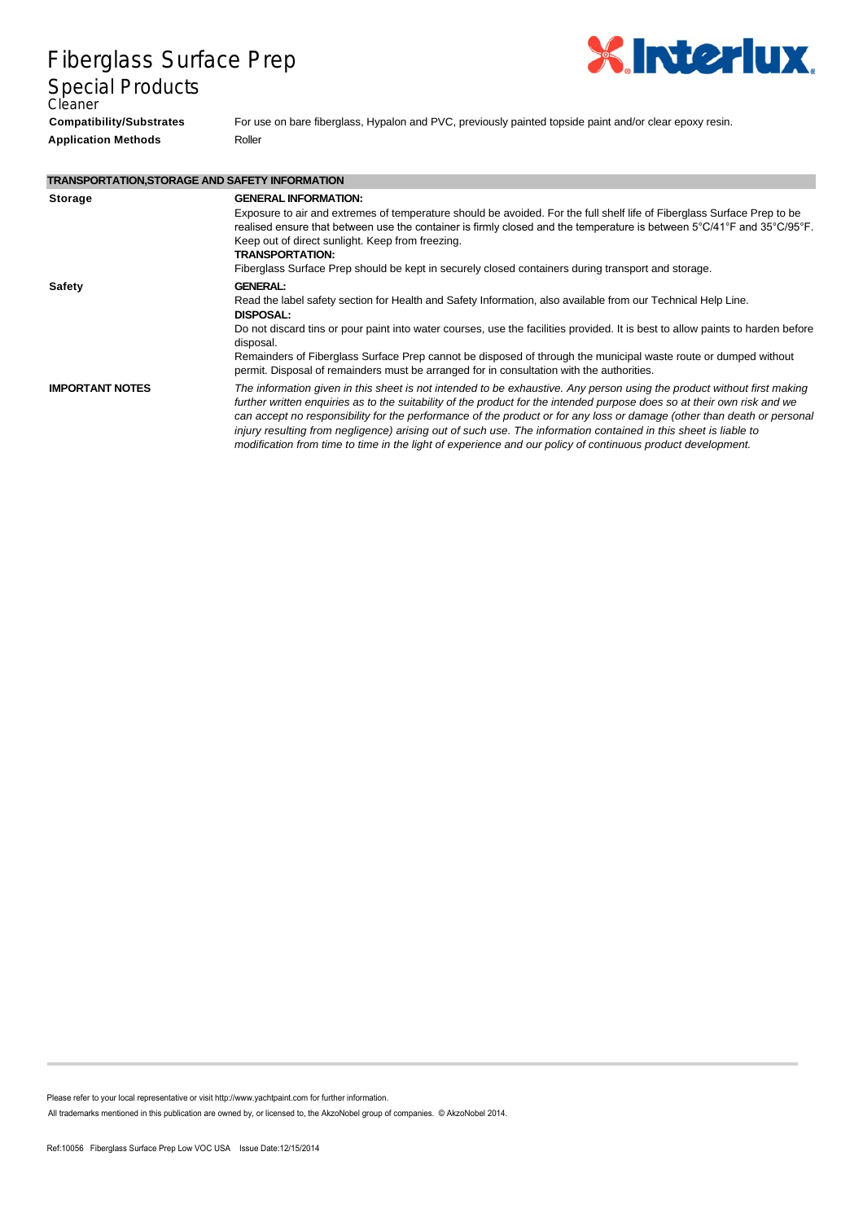# Fiberglass Surface Prep

## Special Products

Cleaner

| | |
|---|---|
| **Compatibility/Substrates** | For use on bare fiberglass, Hypalon and PVC, previously painted topside paint and/or clear epoxy resin. |
| **Application Methods** | Roller |

### TRANSPORTATION,STORAGE AND SAFETY INFORMATION

**Storage**

**GENERAL INFORMATION:**

Exposure to air and extremes of temperature should be avoided. For the full shelf life of Fiberglass Surface Prep to be realised ensure that between use the container is firmly closed and the temperature is between 5°C/41°F and 35°C/95°F. Keep out of direct sunlight. Keep from freezing.

**TRANSPORTATION:**

Fiberglass Surface Prep should be kept in securely closed containers during transport and storage.

**Safety**

**GENERAL:**

Read the label safety section for Health and Safety Information, also available from our Technical Help Line.

**DISPOSAL:**

Do not discard tins or pour paint into water courses, use the facilities provided. It is best to allow paints to harden before disposal.

Remainders of Fiberglass Surface Prep cannot be disposed of through the municipal waste route or dumped without permit. Disposal of remainders must be arranged for in consultation with the authorities.

**IMPORTANT NOTES**

*The information given in this sheet is not intended to be exhaustive. Any person using the product without first making further written enquiries as to the suitability of the product for the intended purpose does so at their own risk and we can accept no responsibility for the performance of the product or for any loss or damage (other than death or personal injury resulting from negligence) arising out of such use. The information contained in this sheet is liable to modification from time to time in the light of experience and our policy of continuous product development.*

Please refer to your local representative or visit http://www.yachtpaint.com for further information.

All trademarks mentioned in this publication are owned by, or licensed to, the AkzoNobel group of companies. © AkzoNobel 2014.

Ref:10056 Fiberglass Surface Prep Low VOC USA Issue Date:12/15/2014